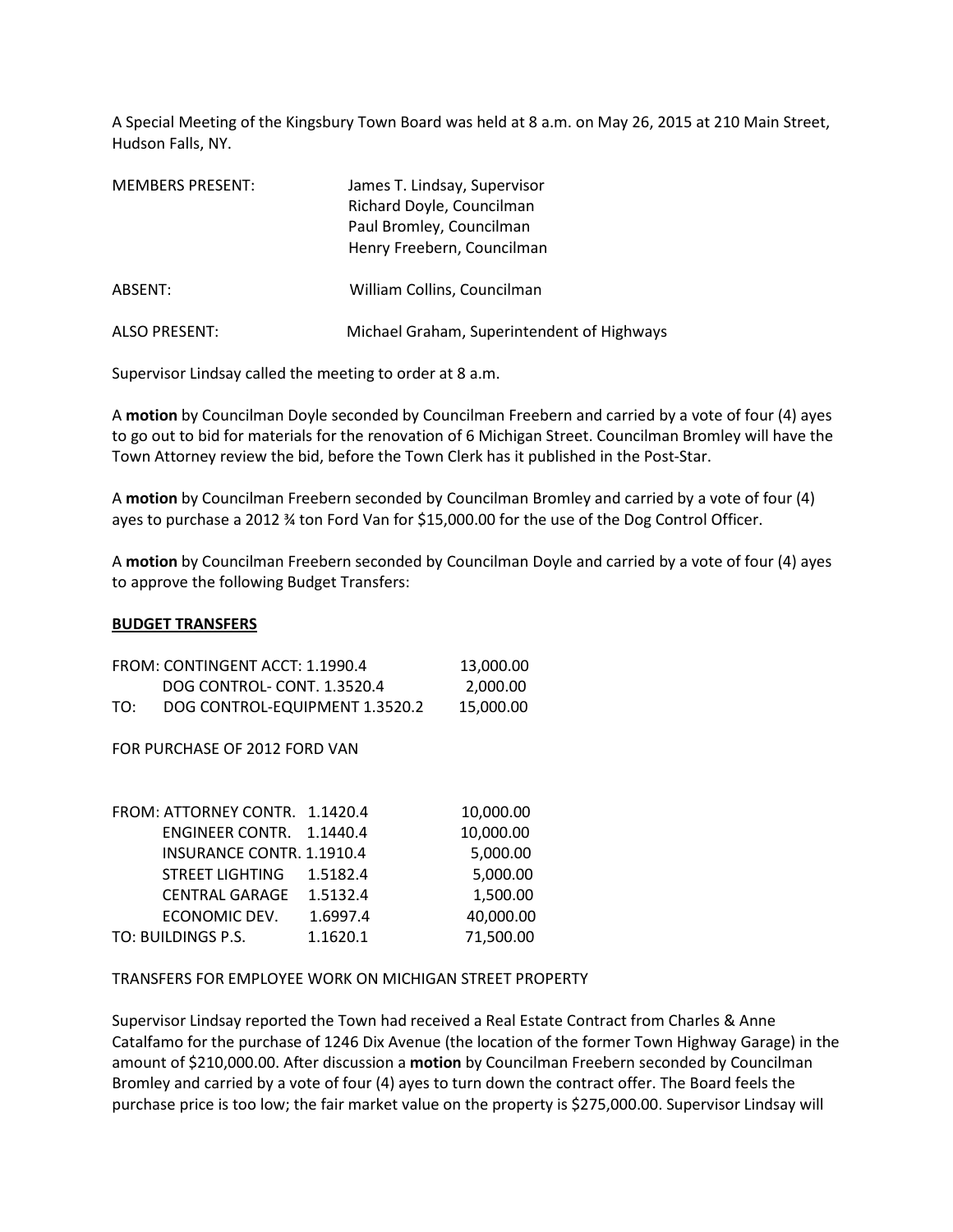A Special Meeting of the Kingsbury Town Board was held at 8 a.m. on May 26, 2015 at 210 Main Street, Hudson Falls, NY.

| | |
|---|---|
| MEMBERS PRESENT: | James T. Lindsay, Supervisor<br>Richard Doyle, Councilman<br>Paul Bromley, Councilman<br>Henry Freebern, Councilman |
| ABSENT: | William Collins, Councilman |
| ALSO PRESENT: | Michael Graham, Superintendent of Highways |

Supervisor Lindsay called the meeting to order at 8 a.m.

A **motion** by Councilman Doyle seconded by Councilman Freebern and carried by a vote of four (4) ayes to go out to bid for materials for the renovation of 6 Michigan Street. Councilman Bromley will have the Town Attorney review the bid, before the Town Clerk has it published in the Post-Star.

A **motion** by Councilman Freebern seconded by Councilman Bromley and carried by a vote of four (4) ayes to purchase a 2012 ¾ ton Ford Van for $15,000.00 for the use of the Dog Control Officer.

A **motion** by Councilman Freebern seconded by Councilman Doyle and carried by a vote of four (4) ayes to approve the following Budget Transfers:

**BUDGET TRANSFERS**

| | | |
|---|---|---|
| FROM: | CONTINGENT ACCT: 1.1990.4 | 13,000.00 |
| | DOG CONTROL- CONT. 1.3520.4 | 2,000.00 |
| TO: | DOG CONTROL-EQUIPMENT 1.3520.2 | 15,000.00 |

FOR PURCHASE OF 2012 FORD VAN

| | | | |
|---|---|---|---|
| FROM: | ATTORNEY CONTR. | 1.1420.4 | 10,000.00 |
| | ENGINEER CONTR. | 1.1440.4 | 10,000.00 |
| | INSURANCE CONTR. | 1.1910.4 | 5,000.00 |
| | STREET LIGHTING | 1.5182.4 | 5,000.00 |
| | CENTRAL GARAGE | 1.5132.4 | 1,500.00 |
| | ECONOMIC DEV. | 1.6997.4 | 40,000.00 |
| TO: | BUILDINGS P.S. | 1.1620.1 | 71,500.00 |

TRANSFERS FOR EMPLOYEE WORK ON MICHIGAN STREET PROPERTY

Supervisor Lindsay reported the Town had received a Real Estate Contract from Charles & Anne Catalfamo for the purchase of 1246 Dix Avenue (the location of the former Town Highway Garage) in the amount of $210,000.00. After discussion a **motion** by Councilman Freebern seconded by Councilman Bromley and carried by a vote of four (4) ayes to turn down the contract offer. The Board feels the purchase price is too low; the fair market value on the property is $275,000.00. Supervisor Lindsay will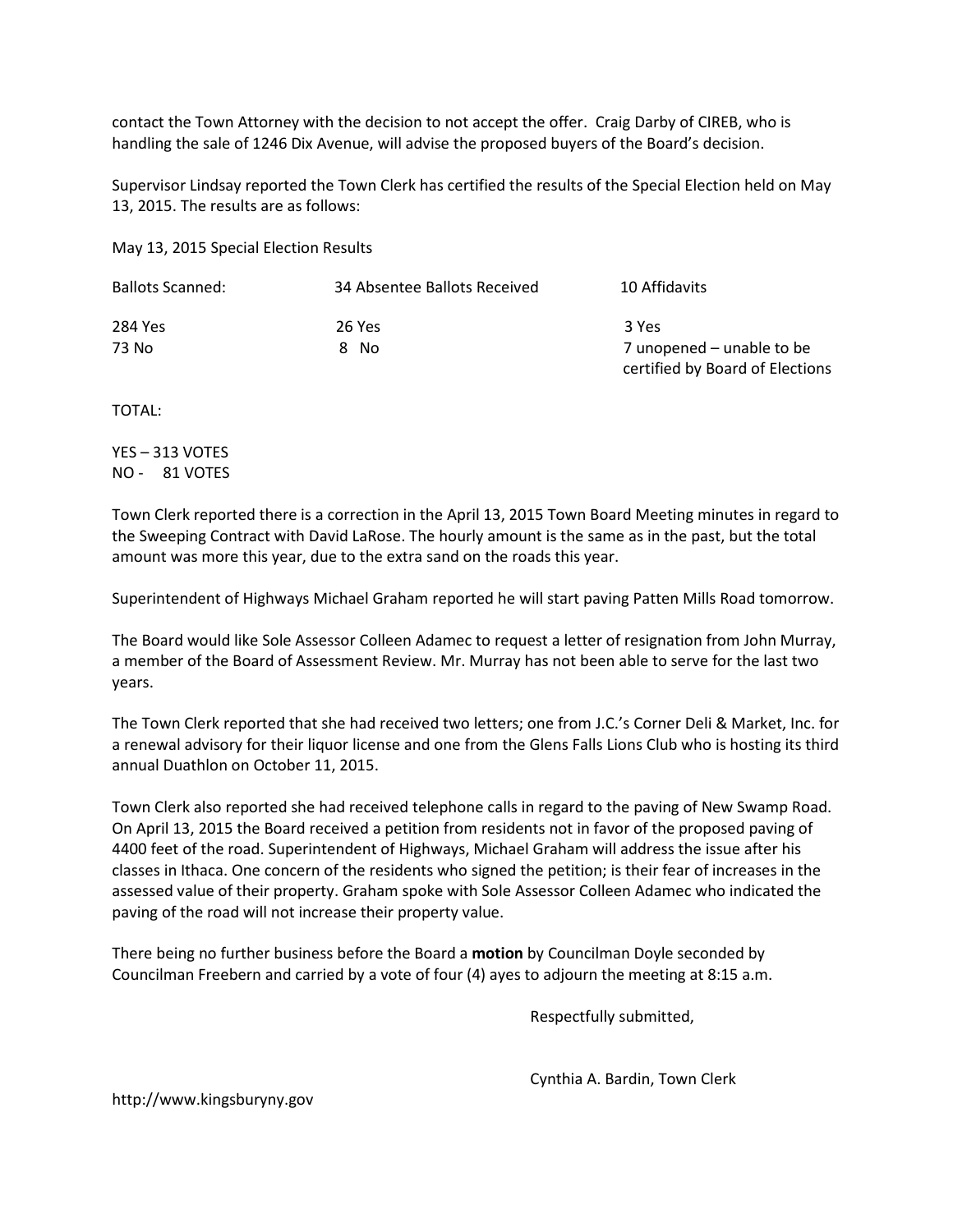contact the Town Attorney with the decision to not accept the offer. Craig Darby of CIREB, who is handling the sale of 1246 Dix Avenue, will advise the proposed buyers of the Board's decision.

Supervisor Lindsay reported the Town Clerk has certified the results of the Special Election held on May 13, 2015. The results are as follows:

May 13, 2015 Special Election Results

| Ballots Scanned: | 34 Absentee Ballots Received | 10 Affidavits |
|---|---|---|
| 284 Yes | 26 Yes | 3 Yes |
| 73 No | 8 No | 7 unopened – unable to be certified by Board of Elections |

TOTAL:

YES – 313 VOTES
NO - 81 VOTES

Town Clerk reported there is a correction in the April 13, 2015 Town Board Meeting minutes in regard to the Sweeping Contract with David LaRose. The hourly amount is the same as in the past, but the total amount was more this year, due to the extra sand on the roads this year.

Superintendent of Highways Michael Graham reported he will start paving Patten Mills Road tomorrow.

The Board would like Sole Assessor Colleen Adamec to request a letter of resignation from John Murray, a member of the Board of Assessment Review. Mr. Murray has not been able to serve for the last two years.

The Town Clerk reported that she had received two letters; one from J.C.'s Corner Deli & Market, Inc. for a renewal advisory for their liquor license and one from the Glens Falls Lions Club who is hosting its third annual Duathlon on October 11, 2015.

Town Clerk also reported she had received telephone calls in regard to the paving of New Swamp Road. On April 13, 2015 the Board received a petition from residents not in favor of the proposed paving of 4400 feet of the road. Superintendent of Highways, Michael Graham will address the issue after his classes in Ithaca. One concern of the residents who signed the petition; is their fear of increases in the assessed value of their property. Graham spoke with Sole Assessor Colleen Adamec who indicated the paving of the road will not increase their property value.

There being no further business before the Board a **motion** by Councilman Doyle seconded by Councilman Freebern and carried by a vote of four (4) ayes to adjourn the meeting at 8:15 a.m.

Respectfully submitted,

Cynthia A. Bardin, Town Clerk

http://www.kingsburyny.gov